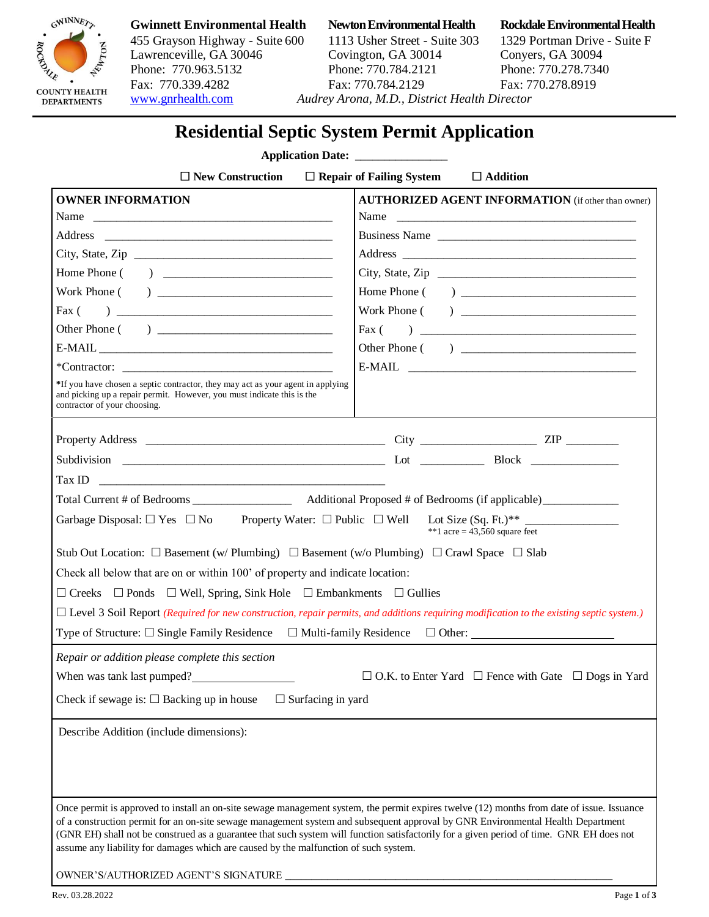GWINNETT • NEWTON • ROCKDALE
COUNTY HEALTH DEPARTMENTS

| Gwinnett Environmental Health | Newton Environmental Health | Rockdale Environmental Health |
|---|---|---|
| 455 Grayson Highway - Suite 600 | 1113 Usher Street - Suite 303 | 1329 Portman Drive - Suite F |
| Lawrenceville, GA 30046 | Covington, GA 30014 | Conyers, GA 30094 |
| Phone: 770.963.5132 | Phone: 770.784.2121 | Phone: 770.278.7340 |
| Fax: 770.339.4282 | Fax: 770.784.2129 | Fax: 770.278.8919 |
| www.gnrhealth.com | | |

*Audrey Arona, M.D., District Health Director*

# Residential Septic System Permit Application

**Application Date:** _______________

☐ **New Construction** ☐ **Repair of Failing System** ☐ **Addition**

| **OWNER INFORMATION** | **AUTHORIZED AGENT INFORMATION** (if other than owner) |
|---|---|
| Name ________________________ | Name ________________________ |
| Address ________________________ | Business Name ________________________ |
| City, State, Zip ________________________ | Address ________________________ |
| Home Phone ( ) ________________________ | City, State, Zip ________________________ |
| Work Phone ( ) ________________________ | Home Phone ( ) ________________________ |
| Fax ( ) ________________________ | Work Phone ( ) ________________________ |
| Other Phone ( ) ________________________ | Fax ( ) ________________________ |
| E-MAIL ________________________ | Other Phone ( ) ________________________ |
| *Contractor: ________________________ | E-MAIL ________________________ |
| ***If you have chosen a septic contractor, they may act as your agent in applying and picking up a repair permit. However, you must indicate this is the contractor of your choosing.** | |

Property Address ________________________ City ____________ ZIP ________

Subdivision ________________________ Lot ________ Block ____________

Tax ID ________________________

Total Current # of Bedrooms ____________ Additional Proposed # of Bedrooms (if applicable) ____________

Garbage Disposal: ☐ Yes ☐ No Property Water: ☐ Public ☐ Well Lot Size (Sq. Ft.)** ____________
**1 acre = 43,560 square feet

Stub Out Location: ☐ Basement (w/ Plumbing) ☐ Basement (w/o Plumbing) ☐ Crawl Space ☐ Slab

Check all below that are on or within 100' of property and indicate location:

☐ Creeks ☐ Ponds ☐ Well, Spring, Sink Hole ☐ Embankments ☐ Gullies

☐ Level 3 Soil Report *(Required for new construction, repair permits, and additions requiring modification to the existing septic system.)*

Type of Structure: ☐ Single Family Residence ☐ Multi-family Residence ☐ Other: ____________

*Repair or addition please complete this section*

When was tank last pumped? ____________ ☐ O.K. to Enter Yard ☐ Fence with Gate ☐ Dogs in Yard

Check if sewage is: ☐ Backing up in house ☐ Surfacing in yard

Describe Addition (include dimensions):

Once permit is approved to install an on-site sewage management system, the permit expires twelve (12) months from date of issue. Issuance of a construction permit for an on-site sewage management system and subsequent approval by GNR Environmental Health Department (GNR EH) shall not be construed as a guarantee that such system will function satisfactorily for a given period of time. GNR EH does not assume any liability for damages which are caused by the malfunction of such system.

OWNER'S/AUTHORIZED AGENT'S SIGNATURE ________________________________________

Rev. 03.28.2022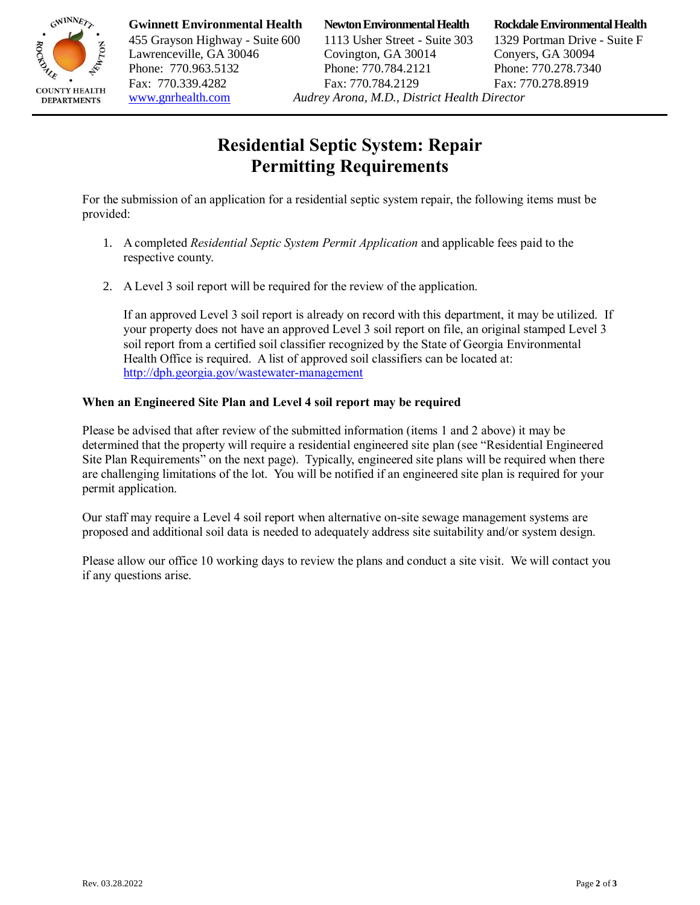**Gwinnett Environmental Health**
455 Grayson Highway - Suite 600
Lawrenceville, GA 30046
Phone: 770.963.5132
Fax: 770.339.4282
www.gnrhealth.com

**Newton Environmental Health**
1113 Usher Street - Suite 303
Covington, GA 30014
Phone: 770.784.2121
Fax: 770.784.2129

**Rockdale Environmental Health**
1329 Portman Drive - Suite F
Conyers, GA 30094
Phone: 770.278.7340
Fax: 770.278.8919

*Audrey Arona, M.D., District Health Director*

# Residential Septic System: Repair Permitting Requirements

For the submission of an application for a residential septic system repair, the following items must be provided:

1. A completed *Residential Septic System Permit Application* and applicable fees paid to the respective county.

2. A Level 3 soil report will be required for the review of the application.

   If an approved Level 3 soil report is already on record with this department, it may be utilized. If your property does not have an approved Level 3 soil report on file, an original stamped Level 3 soil report from a certified soil classifier recognized by the State of Georgia Environmental Health Office is required. A list of approved soil classifiers can be located at: http://dph.georgia.gov/wastewater-management

**When an Engineered Site Plan and Level 4 soil report may be required**

Please be advised that after review of the submitted information (items 1 and 2 above) it may be determined that the property will require a residential engineered site plan (see "Residential Engineered Site Plan Requirements" on the next page). Typically, engineered site plans will be required when there are challenging limitations of the lot. You will be notified if an engineered site plan is required for your permit application.

Our staff may require a Level 4 soil report when alternative on-site sewage management systems are proposed and additional soil data is needed to adequately address site suitability and/or system design.

Please allow our office 10 working days to review the plans and conduct a site visit. We will contact you if any questions arise.

Rev. 03.28.2022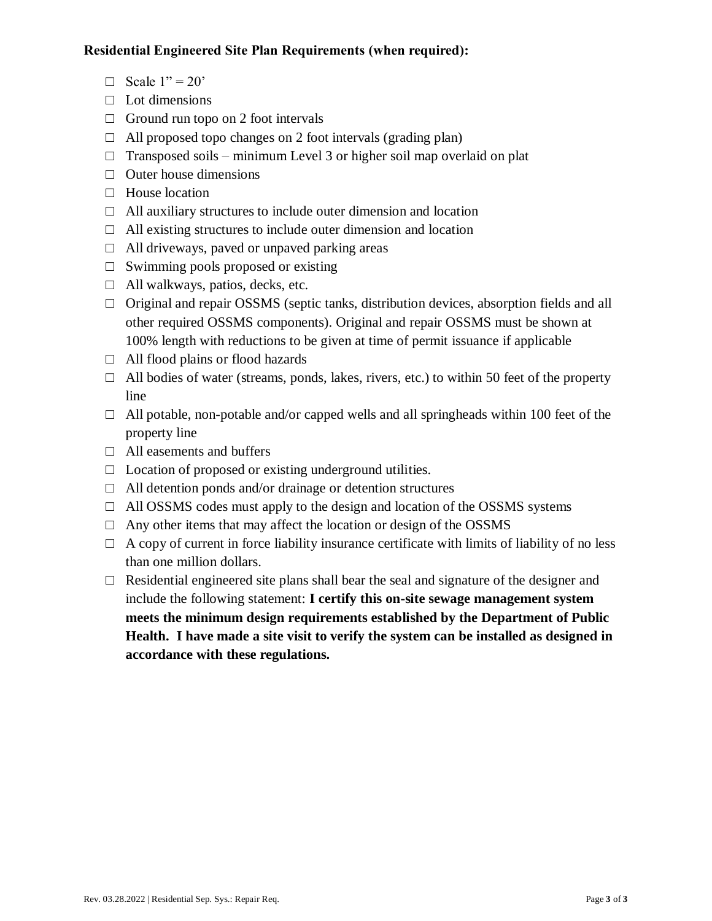**Residential Engineered Site Plan Requirements (when required):**

- ☐ Scale 1" = 20'
- ☐ Lot dimensions
- ☐ Ground run topo on 2 foot intervals
- ☐ All proposed topo changes on 2 foot intervals (grading plan)
- ☐ Transposed soils – minimum Level 3 or higher soil map overlaid on plat
- ☐ Outer house dimensions
- ☐ House location
- ☐ All auxiliary structures to include outer dimension and location
- ☐ All existing structures to include outer dimension and location
- ☐ All driveways, paved or unpaved parking areas
- ☐ Swimming pools proposed or existing
- ☐ All walkways, patios, decks, etc.
- ☐ Original and repair OSSMS (septic tanks, distribution devices, absorption fields and all other required OSSMS components). Original and repair OSSMS must be shown at 100% length with reductions to be given at time of permit issuance if applicable
- ☐ All flood plains or flood hazards
- ☐ All bodies of water (streams, ponds, lakes, rivers, etc.) to within 50 feet of the property line
- ☐ All potable, non-potable and/or capped wells and all springheads within 100 feet of the property line
- ☐ All easements and buffers
- ☐ Location of proposed or existing underground utilities.
- ☐ All detention ponds and/or drainage or detention structures
- ☐ All OSSMS codes must apply to the design and location of the OSSMS systems
- ☐ Any other items that may affect the location or design of the OSSMS
- ☐ A copy of current in force liability insurance certificate with limits of liability of no less than one million dollars.
- ☐ Residential engineered site plans shall bear the seal and signature of the designer and include the following statement: **I certify this on-site sewage management system meets the minimum design requirements established by the Department of Public Health. I have made a site visit to verify the system can be installed as designed in accordance with these regulations.**